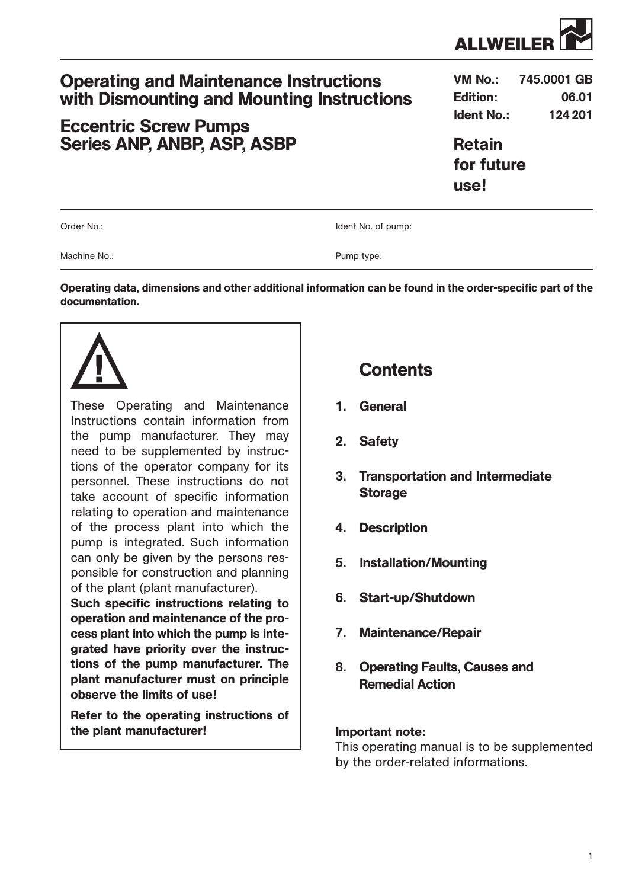ALLWEILER

# Operating and Maintenance Instructions with Dismounting and Mounting Instructions

# Eccentric Screw Pumps Series ANP, ANBP, ASP, ASBP

**VM No.:** 745.0001 GB
**Edition:** 06.01
**Ident No.:** 124 201

**Retain for future use!**

| | |
|---|---|
| Order No.: | Ident No. of pump: |
| Machine No.: | Pump type: |

**Operating data, dimensions and other additional information can be found in the order-specific part of the documentation.**

> **!**
>
> These Operating and Maintenance Instructions contain information from the pump manufacturer. They may need to be supplemented by instructions of the operator company for its personnel. These instructions do not take account of specific information relating to operation and maintenance of the process plant into which the pump is integrated. Such information can only be given by the persons responsible for construction and planning of the plant (plant manufacturer).
> **Such specific instructions relating to operation and maintenance of the process plant into which the pump is integrated have priority over the instructions of the pump manufacturer. The plant manufacturer must on principle observe the limits of use!**
>
> **Refer to the operating instructions of the plant manufacturer!**

## Contents

1. **General**
2. **Safety**
3. **Transportation and Intermediate Storage**
4. **Description**
5. **Installation/Mounting**
6. **Start-up/Shutdown**
7. **Maintenance/Repair**
8. **Operating Faults, Causes and Remedial Action**

**Important note:**
This operating manual is to be supplemented by the order-related informations.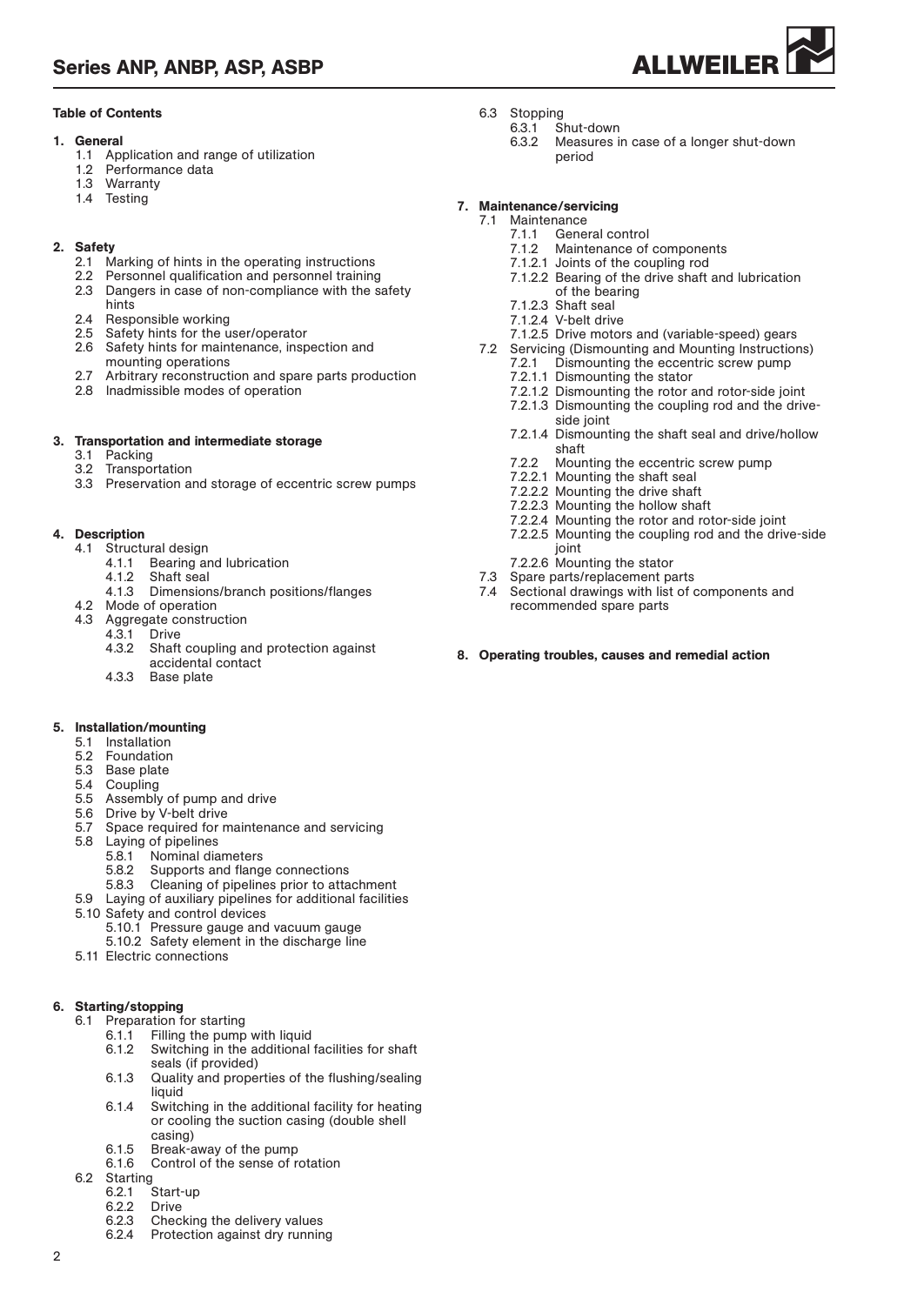## Table of Contents

**1. General**
- 1.1 Application and range of utilization
- 1.2 Performance data
- 1.3 Warranty
- 1.4 Testing

**2. Safety**
- 2.1 Marking of hints in the operating instructions
- 2.2 Personnel qualification and personnel training
- 2.3 Dangers in case of non-compliance with the safety hints
- 2.4 Responsible working
- 2.5 Safety hints for the user/operator
- 2.6 Safety hints for maintenance, inspection and mounting operations
- 2.7 Arbitrary reconstruction and spare parts production
- 2.8 Inadmissible modes of operation

**3. Transportation and intermediate storage**
- 3.1 Packing
- 3.2 Transportation
- 3.3 Preservation and storage of eccentric screw pumps

**4. Description**
- 4.1 Structural design
  - 4.1.1 Bearing and lubrication
  - 4.1.2 Shaft seal
  - 4.1.3 Dimensions/branch positions/flanges
- 4.2 Mode of operation
- 4.3 Aggregate construction
  - 4.3.1 Drive
  - 4.3.2 Shaft coupling and protection against accidental contact
  - 4.3.3 Base plate

**5. Installation/mounting**
- 5.1 Installation
- 5.2 Foundation
- 5.3 Base plate
- 5.4 Coupling
- 5.5 Assembly of pump and drive
- 5.6 Drive by V-belt drive
- 5.7 Space required for maintenance and servicing
- 5.8 Laying of pipelines
  - 5.8.1 Nominal diameters
  - 5.8.2 Supports and flange connections
  - 5.8.3 Cleaning of pipelines prior to attachment
- 5.9 Laying of auxiliary pipelines for additional facilities
- 5.10 Safety and control devices
  - 5.10.1 Pressure gauge and vacuum gauge
  - 5.10.2 Safety element in the discharge line
- 5.11 Electric connections

**6. Starting/stopping**
- 6.1 Preparation for starting
  - 6.1.1 Filling the pump with liquid
  - 6.1.2 Switching in the additional facilities for shaft seals (if provided)
  - 6.1.3 Quality and properties of the flushing/sealing liquid
  - 6.1.4 Switching in the additional facility for heating or cooling the suction casing (double shell casing)
  - 6.1.5 Break-away of the pump
  - 6.1.6 Control of the sense of rotation
- 6.2 Starting
  - 6.2.1 Start-up
  - 6.2.2 Drive
  - 6.2.3 Checking the delivery values
  - 6.2.4 Protection against dry running
- 6.3 Stopping
  - 6.3.1 Shut-down
  - 6.3.2 Measures in case of a longer shut-down period

**7. Maintenance/servicing**
- 7.1 Maintenance
  - 7.1.1 General control
  - 7.1.2 Maintenance of components
  - 7.1.2.1 Joints of the coupling rod
  - 7.1.2.2 Bearing of the drive shaft and lubrication of the bearing
  - 7.1.2.3 Shaft seal
  - 7.1.2.4 V-belt drive
  - 7.1.2.5 Drive motors and (variable-speed) gears
- 7.2 Servicing (Dismounting and Mounting Instructions)
  - 7.2.1 Dismounting the eccentric screw pump
  - 7.2.1.1 Dismounting the stator
  - 7.2.1.2 Dismounting the rotor and rotor-side joint
  - 7.2.1.3 Dismounting the coupling rod and the drive-side joint
  - 7.2.1.4 Dismounting the shaft seal and drive/hollow shaft
  - 7.2.2 Mounting the eccentric screw pump
  - 7.2.2.1 Mounting the shaft seal
  - 7.2.2.2 Mounting the drive shaft
  - 7.2.2.3 Mounting the hollow shaft
  - 7.2.2.4 Mounting the rotor and rotor-side joint
  - 7.2.2.5 Mounting the coupling rod and the drive-side joint
  - 7.2.2.6 Mounting the stator
- 7.3 Spare parts/replacement parts
- 7.4 Sectional drawings with list of components and recommended spare parts

**8. Operating troubles, causes and remedial action**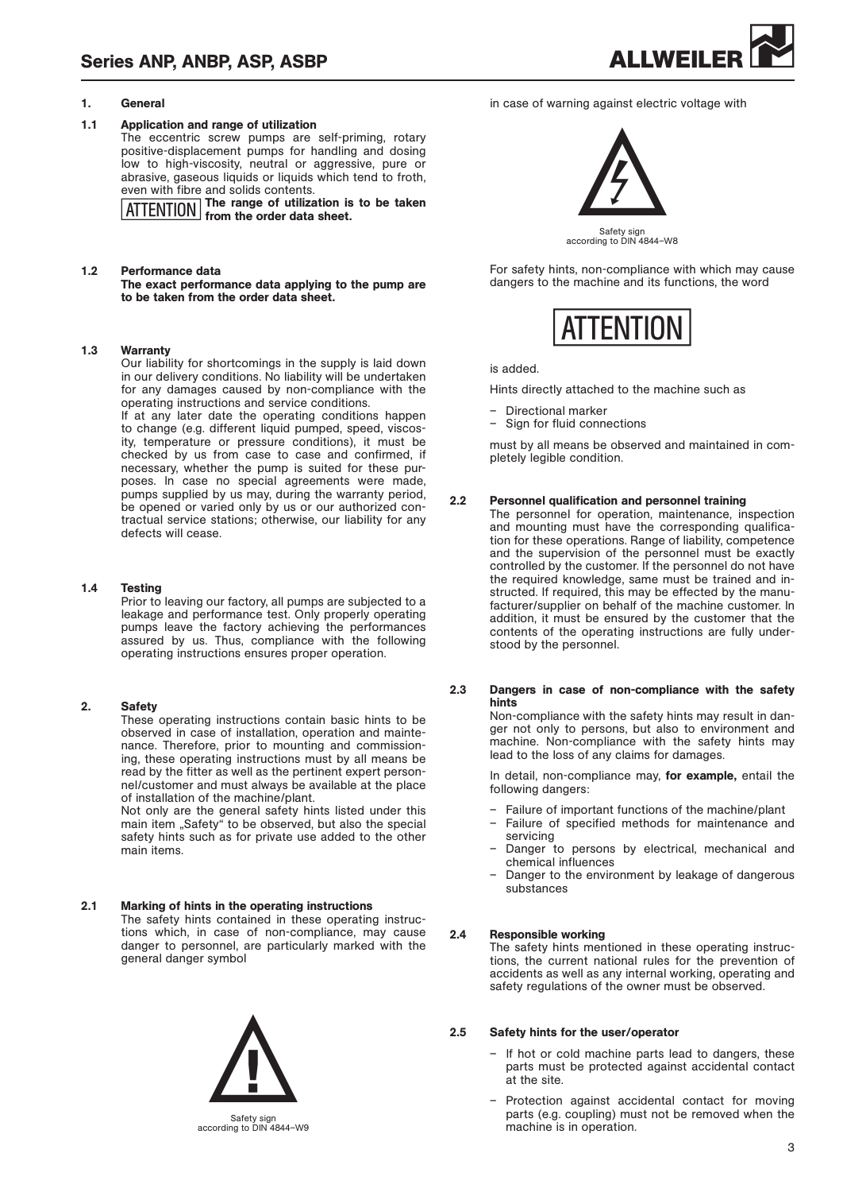## 1. General

### 1.1 Application and range of utilization

The eccentric screw pumps are self-priming, rotary positive-displacement pumps for handling and dosing low to high-viscosity, neutral or aggressive, pure or abrasive, gaseous liquids or liquids which tend to froth, even with fibre and solids contents.

ATTENTION **The range of utilization is to be taken from the order data sheet.**

### 1.2 Performance data

**The exact performance data applying to the pump are to be taken from the order data sheet.**

### 1.3 Warranty

Our liability for shortcomings in the supply is laid down in our delivery conditions. No liability will be undertaken for any damages caused by non-compliance with the operating instructions and service conditions.

If at any later date the operating conditions happen to change (e.g. different liquid pumped, speed, viscosity, temperature or pressure conditions), it must be checked by us from case to case and confirmed, if necessary, whether the pump is suited for these purposes. In case no special agreements were made, pumps supplied by us may, during the warranty period, be opened or varied only by us or our authorized contractual service stations; otherwise, our liability for any defects will cease.

### 1.4 Testing

Prior to leaving our factory, all pumps are subjected to a leakage and performance test. Only properly operating pumps leave the factory achieving the performances assured by us. Thus, compliance with the following operating instructions ensures proper operation.

## 2. Safety

These operating instructions contain basic hints to be observed in case of installation, operation and maintenance. Therefore, prior to mounting and commissioning, these operating instructions must by all means be read by the fitter as well as the pertinent expert personnel/customer and must always be available at the place of installation of the machine/plant.

Not only are the general safety hints listed under this main item „Safety" to be observed, but also the special safety hints such as for private use added to the other main items.

### 2.1 Marking of hints in the operating instructions

The safety hints contained in these operating instructions which, in case of non-compliance, may cause danger to personnel, are particularly marked with the general danger symbol

Safety sign according to DIN 4844–W9

in case of warning against electric voltage with

Safety sign according to DIN 4844–W8

For safety hints, non-compliance with which may cause dangers to the machine and its functions, the word

ATTENTION

is added.

Hints directly attached to the machine such as

- Directional marker
- Sign for fluid connections

must by all means be observed and maintained in completely legible condition.

### 2.2 Personnel qualification and personnel training

The personnel for operation, maintenance, inspection and mounting must have the corresponding qualification for these operations. Range of liability, competence and the supervision of the personnel must be exactly controlled by the customer. If the personnel do not have the required knowledge, same must be trained and instructed. If required, this may be effected by the manufacturer/supplier on behalf of the machine customer. In addition, it must be ensured by the customer that the contents of the operating instructions are fully understood by the personnel.

### 2.3 Dangers in case of non-compliance with the safety hints

Non-compliance with the safety hints may result in danger not only to persons, but also to environment and machine. Non-compliance with the safety hints may lead to the loss of any claims for damages.

In detail, non-compliance may, **for example,** entail the following dangers:

- Failure of important functions of the machine/plant
- Failure of specified methods for maintenance and servicing
- Danger to persons by electrical, mechanical and chemical influences
- Danger to the environment by leakage of dangerous substances

### 2.4 Responsible working

The safety hints mentioned in these operating instructions, the current national rules for the prevention of accidents as well as any internal working, operating and safety regulations of the owner must be observed.

### 2.5 Safety hints for the user/operator

- If hot or cold machine parts lead to dangers, these parts must be protected against accidental contact at the site.
- Protection against accidental contact for moving parts (e.g. coupling) must not be removed when the machine is in operation.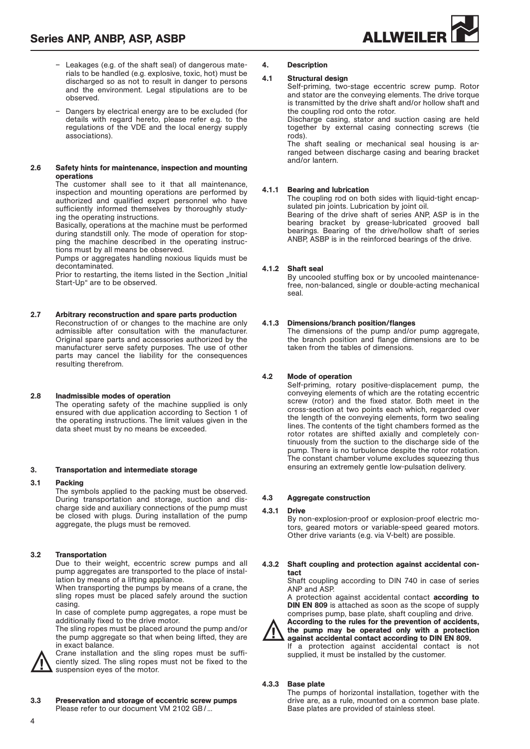- Leakages (e.g. of the shaft seal) of dangerous materials to be handled (e.g. explosive, toxic, hot) must be discharged so as not to result in danger to persons and the environment. Legal stipulations are to be observed.
- Dangers by electrical energy are to be excluded (for details with regard hereto, please refer e.g. to the regulations of the VDE and the local energy supply associations).

### 2.6 Safety hints for maintenance, inspection and mounting operations

The customer shall see to it that all maintenance, inspection and mounting operations are performed by authorized and qualified expert personnel who have sufficiently informed themselves by thoroughly studying the operating instructions.

Basically, operations at the machine must be performed during standstill only. The mode of operation for stopping the machine described in the operating instructions must by all means be observed.

Pumps or aggregates handling noxious liquids must be decontaminated.

Prior to restarting, the items listed in the Section „Initial Start-Up" are to be observed.

### 2.7 Arbitrary reconstruction and spare parts production

Reconstruction of or changes to the machine are only admissible after consultation with the manufacturer. Original spare parts and accessories authorized by the manufacturer serve safety purposes. The use of other parts may cancel the liability for the consequences resulting therefrom.

### 2.8 Inadmissible modes of operation

The operating safety of the machine supplied is only ensured with due application according to Section 1 of the operating instructions. The limit values given in the data sheet must by no means be exceeded.

## 3. Transportation and intermediate storage

### 3.1 Packing

The symbols applied to the packing must be observed. During transportation and storage, suction and discharge side and auxiliary connections of the pump must be closed with plugs. During installation of the pump aggregate, the plugs must be removed.

### 3.2 Transportation

Due to their weight, eccentric screw pumps and all pump aggregates are transported to the place of installation by means of a lifting appliance.

When transporting the pumps by means of a crane, the sling ropes must be placed safely around the suction casing.

In case of complete pump aggregates, a rope must be additionally fixed to the drive motor.

The sling ropes must be placed around the pump and/or the pump aggregate so that when being lifted, they are in exact balance.

Crane installation and the sling ropes must be sufficiently sized. The sling ropes must not be fixed to the suspension eyes of the motor.

### 3.3 Preservation and storage of eccentric screw pumps

Please refer to our document VM 2102 GB/...

## 4. Description

### 4.1 Structural design

Self-priming, two-stage eccentric screw pump. Rotor and stator are the conveying elements. The drive torque is transmitted by the drive shaft and/or hollow shaft and the coupling rod onto the rotor.

Discharge casing, stator and suction casing are held together by external casing connecting screws (tie rods).

The shaft sealing or mechanical seal housing is arranged between discharge casing and bearing bracket and/or lantern.

#### 4.1.1 Bearing and lubrication

The coupling rod on both sides with liquid-tight encapsulated pin joints. Lubrication by joint oil.

Bearing of the drive shaft of series ANP, ASP is in the bearing bracket by grease-lubricated grooved ball bearings. Bearing of the drive/hollow shaft of series ANBP, ASBP is in the reinforced bearings of the drive.

#### 4.1.2 Shaft seal

By uncooled stuffing box or by uncooled maintenance-free, non-balanced, single or double-acting mechanical seal.

#### 4.1.3 Dimensions/branch position/flanges

The dimensions of the pump and/or pump aggregate, the branch position and flange dimensions are to be taken from the tables of dimensions.

### 4.2 Mode of operation

Self-priming, rotary positive-displacement pump, the conveying elements of which are the rotating eccentric screw (rotor) and the fixed stator. Both meet in the cross-section at two points each which, regarded over the length of the conveying elements, form two sealing lines. The contents of the tight chambers formed as the rotor rotates are shifted axially and completely continuously from the suction to the discharge side of the pump. There is no turbulence despite the rotor rotation. The constant chamber volume excludes squeezing thus ensuring an extremely gentle low-pulsation delivery.

### 4.3 Aggregate construction

#### 4.3.1 Drive

By non-explosion-proof or explosion-proof electric motors, geared motors or variable-speed geared motors. Other drive variants (e.g. via V-belt) are possible.

#### 4.3.2 Shaft coupling and protection against accidental contact

Shaft coupling according to DIN 740 in case of series ANP and ASP.

A protection against accidental contact **according to DIN EN 809** is attached as soon as the scope of supply comprises pump, base plate, shaft coupling and drive.

**According to the rules for the prevention of accidents, the pump may be operated only with a protection against accidental contact according to DIN EN 809.**

If a protection against accidental contact is not supplied, it must be installed by the customer.

#### 4.3.3 Base plate

The pumps of horizontal installation, together with the drive are, as a rule, mounted on a common base plate. Base plates are provided of stainless steel.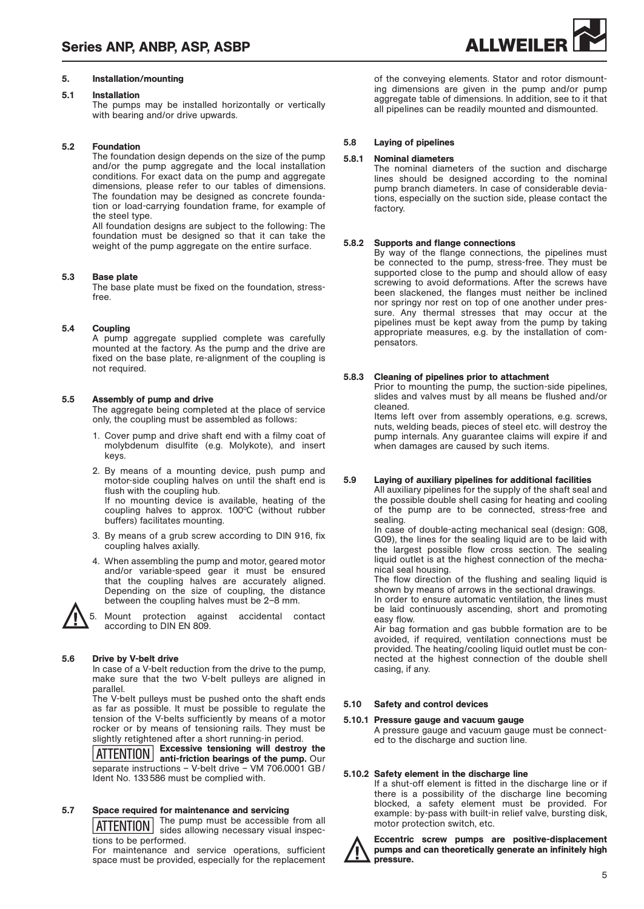## 5. Installation/mounting

### 5.1 Installation

The pumps may be installed horizontally or vertically with bearing and/or drive upwards.

### 5.2 Foundation

The foundation design depends on the size of the pump and/or the pump aggregate and the local installation conditions. For exact data on the pump and aggregate dimensions, please refer to our tables of dimensions. The foundation may be designed as concrete foundation or load-carrying foundation frame, for example of the steel type.

All foundation designs are subject to the following: The foundation must be designed so that it can take the weight of the pump aggregate on the entire surface.

### 5.3 Base plate

The base plate must be fixed on the foundation, stress-free.

### 5.4 Coupling

A pump aggregate supplied complete was carefully mounted at the factory. As the pump and the drive are fixed on the base plate, re-alignment of the coupling is not required.

### 5.5 Assembly of pump and drive

The aggregate being completed at the place of service only, the coupling must be assembled as follows:

1. Cover pump and drive shaft end with a filmy coat of molybdenum disulfite (e.g. Molykote), and insert keys.
2. By means of a mounting device, push pump and motor-side coupling halves on until the shaft end is flush with the coupling hub.
   If no mounting device is available, heating of the coupling halves to approx. 100ºC (without rubber buffers) facilitates mounting.
3. By means of a grub screw according to DIN 916, fix coupling halves axially.
4. When assembling the pump and motor, geared motor and/or variable-speed gear it must be ensured that the coupling halves are accurately aligned. Depending on the size of coupling, the distance between the coupling halves must be 2–8 mm.
5. Mount protection against accidental contact according to DIN EN 809.

### 5.6 Drive by V-belt drive

In case of a V-belt reduction from the drive to the pump, make sure that the two V-belt pulleys are aligned in parallel.

The V-belt pulleys must be pushed onto the shaft ends as far as possible. It must be possible to regulate the tension of the V-belts sufficiently by means of a motor rocker or by means of tensioning rails. They must be slightly retightened after a short running-in period.

ATTENTION **Excessive tensioning will destroy the anti-friction bearings of the pump.** Our separate instructions – V-belt drive – VM 706.0001 GB / Ident No. 133 586 must be complied with.

### 5.7 Space required for maintenance and servicing

ATTENTION The pump must be accessible from all sides allowing necessary visual inspections to be performed.

For maintenance and service operations, sufficient space must be provided, especially for the replacement of the conveying elements. Stator and rotor dismounting dimensions are given in the pump and/or pump aggregate table of dimensions. In addition, see to it that all pipelines can be readily mounted and dismounted.

### 5.8 Laying of pipelines

#### 5.8.1 Nominal diameters

The nominal diameters of the suction and discharge lines should be designed according to the nominal pump branch diameters. In case of considerable deviations, especially on the suction side, please contact the factory.

#### 5.8.2 Supports and flange connections

By way of the flange connections, the pipelines must be connected to the pump, stress-free. They must be supported close to the pump and should allow of easy screwing to avoid deformations. After the screws have been slackened, the flanges must neither be inclined nor springy nor rest on top of one another under pressure. Any thermal stresses that may occur at the pipelines must be kept away from the pump by taking appropriate measures, e.g. by the installation of compensators.

#### 5.8.3 Cleaning of pipelines prior to attachment

Prior to mounting the pump, the suction-side pipelines, slides and valves must by all means be flushed and/or cleaned.

Items left over from assembly operations, e.g. screws, nuts, welding beads, pieces of steel etc. will destroy the pump internals. Any guarantee claims will expire if and when damages are caused by such items.

### 5.9 Laying of auxiliary pipelines for additional facilities

All auxiliary pipelines for the supply of the shaft seal and the possible double shell casing for heating and cooling of the pump are to be connected, stress-free and sealing.

In case of double-acting mechanical seal (design: G08, G09), the lines for the sealing liquid are to be laid with the largest possible flow cross section. The sealing liquid outlet is at the highest connection of the mechanical seal housing.

The flow direction of the flushing and sealing liquid is shown by means of arrows in the sectional drawings.

In order to ensure automatic ventilation, the lines must be laid continuously ascending, short and promoting easy flow.

Air bag formation and gas bubble formation are to be avoided, if required, ventilation connections must be provided. The heating/cooling liquid outlet must be connected at the highest connection of the double shell casing, if any.

### 5.10 Safety and control devices

#### 5.10.1 Pressure gauge and vacuum gauge

A pressure gauge and vacuum gauge must be connected to the discharge and suction line.

#### 5.10.2 Safety element in the discharge line

If a shut-off element is fitted in the discharge line or if there is a possibility of the discharge line becoming blocked, a safety element must be provided. For example: by-pass with built-in relief valve, bursting disk, motor protection switch, etc.

**Eccentric screw pumps are positive-displacement pumps and can theoretically generate an infinitely high pressure.**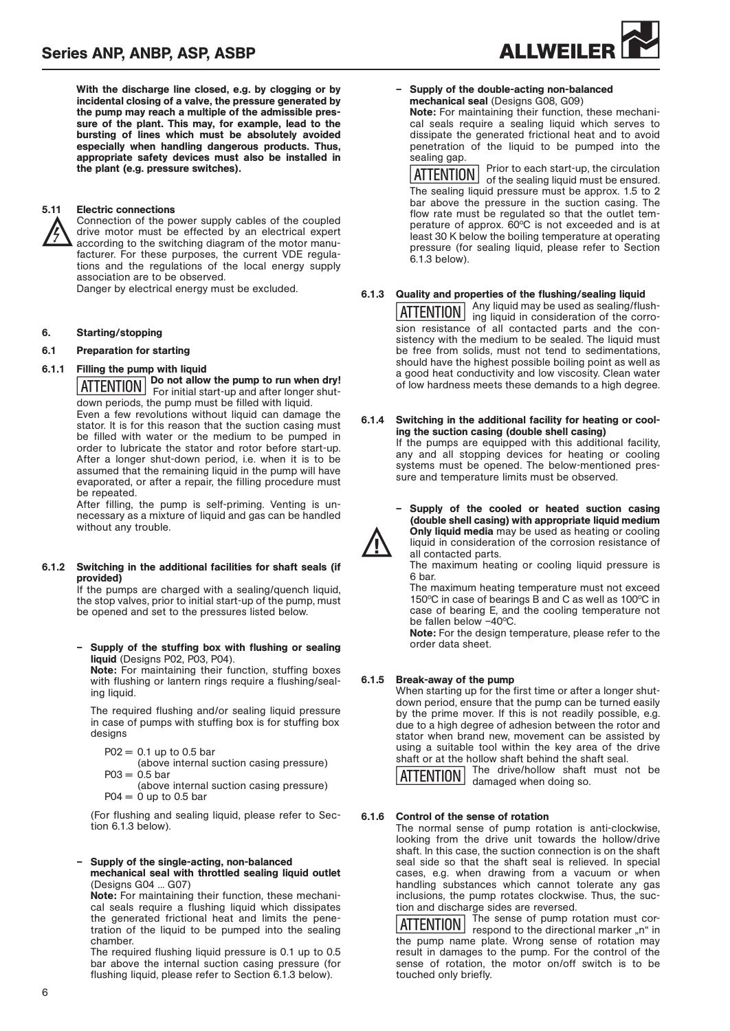**With the discharge line closed, e.g. by clogging or by incidental closing of a valve, the pressure generated by the pump may reach a multiple of the admissible pressure of the plant. This may, for example, lead to the bursting of lines which must be absolutely avoided especially when handling dangerous products. Thus, appropriate safety devices must also be installed in the plant (e.g. pressure switches).**

### 5.11 Electric connections

Connection of the power supply cables of the coupled drive motor must be effected by an electrical expert according to the switching diagram of the motor manufacturer. For these purposes, the current VDE regulations and the regulations of the local energy supply association are to be observed.

Danger by electrical energy must be excluded.

## 6. Starting/stopping

### 6.1 Preparation for starting

#### 6.1.1 Filling the pump with liquid

ATTENTION **Do not allow the pump to run when dry!** For initial start-up and after longer shut-down periods, the pump must be filled with liquid.

Even a few revolutions without liquid can damage the stator. It is for this reason that the suction casing must be filled with water or the medium to be pumped in order to lubricate the stator and rotor before start-up. After a longer shut-down period, i.e. when it is to be assumed that the remaining liquid in the pump will have evaporated, or after a repair, the filling procedure must be repeated.

After filling, the pump is self-priming. Venting is unnecessary as a mixture of liquid and gas can be handled without any trouble.

#### 6.1.2 Switching in the additional facilities for shaft seals (if provided)

If the pumps are charged with a sealing/quench liquid, the stop valves, prior to initial start-up of the pump, must be opened and set to the pressures listed below.

– **Supply of the stuffing box with flushing or sealing liquid** (Designs P02, P03, P04).
**Note:** For maintaining their function, stuffing boxes with flushing or lantern rings require a flushing/sealing liquid.

The required flushing and/or sealing liquid pressure in case of pumps with stuffing box is for stuffing box designs

P02 = 0.1 up to 0.5 bar
(above internal suction casing pressure)
P03 = 0.5 bar
(above internal suction casing pressure)
P04 = 0 up to 0.5 bar

(For flushing and sealing liquid, please refer to Section 6.1.3 below).

– **Supply of the single-acting, non-balanced mechanical seal with throttled sealing liquid outlet** (Designs G04 ... G07)
**Note:** For maintaining their function, these mechanical seals require a flushing liquid which dissipates the generated frictional heat and limits the penetration of the liquid to be pumped into the sealing chamber.
The required flushing liquid pressure is 0.1 up to 0.5 bar above the internal suction casing pressure (for flushing liquid, please refer to Section 6.1.3 below).

– **Supply of the double-acting non-balanced mechanical seal** (Designs G08, G09)
**Note:** For maintaining their function, these mechanical seals require a sealing liquid which serves to dissipate the generated frictional heat and to avoid penetration of the liquid to be pumped into the sealing gap.
ATTENTION Prior to each start-up, the circulation of the sealing liquid must be ensured. The sealing liquid pressure must be approx. 1.5 to 2 bar above the pressure in the suction casing. The flow rate must be regulated so that the outlet temperature of approx. 60°C is not exceeded and is at least 30 K below the boiling temperature at operating pressure (for sealing liquid, please refer to Section 6.1.3 below).

#### 6.1.3 Quality and properties of the flushing/sealing liquid

ATTENTION Any liquid may be used as sealing/flushing liquid in consideration of the corrosion resistance of all contacted parts and the consistency with the medium to be sealed. The liquid must be free from solids, must not tend to sedimentations, should have the highest possible boiling point as well as a good heat conductivity and low viscosity. Clean water of low hardness meets these demands to a high degree.

#### 6.1.4 Switching in the additional facility for heating or cooling the suction casing (double shell casing)

If the pumps are equipped with this additional facility, any and all stopping devices for heating or cooling systems must be opened. The below-mentioned pressure and temperature limits must be observed.

– **Supply of the cooled or heated suction casing (double shell casing) with appropriate liquid medium**
**Only liquid media** may be used as heating or cooling liquid in consideration of the corrosion resistance of all contacted parts.
The maximum heating or cooling liquid pressure is 6 bar.
The maximum heating temperature must not exceed 150°C in case of bearings B and C as well as 100°C in case of bearing E, and the cooling temperature not be fallen below –40°C.
**Note:** For the design temperature, please refer to the order data sheet.

#### 6.1.5 Break-away of the pump

When starting up for the first time or after a longer shut-down period, ensure that the pump can be turned easily by the prime mover. If this is not readily possible, e.g. due to a high degree of adhesion between the rotor and stator when brand new, movement can be assisted by using a suitable tool within the key area of the drive shaft or at the hollow shaft behind the shaft seal.

ATTENTION The drive/hollow shaft must not be damaged when doing so.

#### 6.1.6 Control of the sense of rotation

The normal sense of pump rotation is anti-clockwise, looking from the drive unit towards the hollow/drive shaft. In this case, the suction connection is on the shaft seal side so that the shaft seal is relieved. In special cases, e.g. when drawing from a vacuum or when handling substances which cannot tolerate any gas inclusions, the pump rotates clockwise. Thus, the suction and discharge sides are reversed.

ATTENTION The sense of pump rotation must correspond to the directional marker „n“ in the pump name plate. Wrong sense of rotation may result in damages to the pump. For the control of the sense of rotation, the motor on/off switch is to be touched only briefly.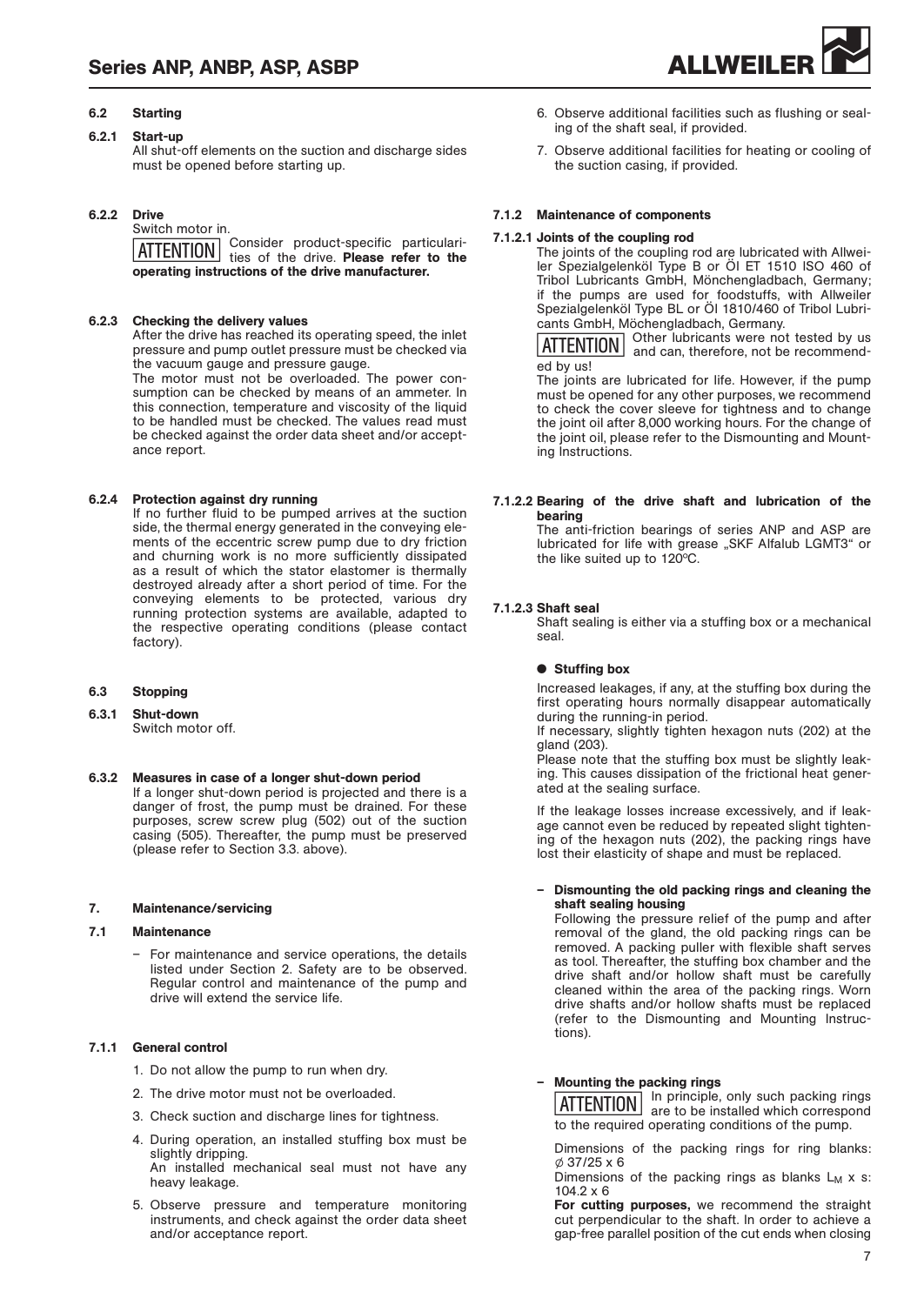### 6.2 Starting

#### 6.2.1 Start-up

All shut-off elements on the suction and discharge sides must be opened before starting up.

#### 6.2.2 Drive

Switch motor in.

ATTENTION Consider product-specific particularities of the drive. **Please refer to the operating instructions of the drive manufacturer.**

#### 6.2.3 Checking the delivery values

After the drive has reached its operating speed, the inlet pressure and pump outlet pressure must be checked via the vacuum gauge and pressure gauge.

The motor must not be overloaded. The power consumption can be checked by means of an ammeter. In this connection, temperature and viscosity of the liquid to be handled must be checked. The values read must be checked against the order data sheet and/or acceptance report.

#### 6.2.4 Protection against dry running

If no further fluid to be pumped arrives at the suction side, the thermal energy generated in the conveying elements of the eccentric screw pump due to dry friction and churning work is no more sufficiently dissipated as a result of which the stator elastomer is thermally destroyed already after a short period of time. For the conveying elements to be protected, various dry running protection systems are available, adapted to the respective operating conditions (please contact factory).

### 6.3 Stopping

#### 6.3.1 Shut-down

Switch motor off.

#### 6.3.2 Measures in case of a longer shut-down period

If a longer shut-down period is projected and there is a danger of frost, the pump must be drained. For these purposes, screw screw plug (502) out of the suction casing (505). Thereafter, the pump must be preserved (please refer to Section 3.3. above).

## 7. Maintenance/servicing

### 7.1 Maintenance

– For maintenance and service operations, the details listed under Section 2. Safety are to be observed. Regular control and maintenance of the pump and drive will extend the service life.

#### 7.1.1 General control

1. Do not allow the pump to run when dry.
2. The drive motor must not be overloaded.
3. Check suction and discharge lines for tightness.
4. During operation, an installed stuffing box must be slightly dripping.
   An installed mechanical seal must not have any heavy leakage.
5. Observe pressure and temperature monitoring instruments, and check against the order data sheet and/or acceptance report.
6. Observe additional facilities such as flushing or sealing of the shaft seal, if provided.
7. Observe additional facilities for heating or cooling of the suction casing, if provided.

#### 7.1.2 Maintenance of components

##### 7.1.2.1 Joints of the coupling rod

The joints of the coupling rod are lubricated with Allweiler Spezialgelenköl Type B or Öl ET 1510 ISO 460 of Tribol Lubricants GmbH, Mönchengladbach, Germany; if the pumps are used for foodstuffs, with Allweiler Spezialgelenköl Type BL or Öl 1810/460 of Tribol Lubricants GmbH, Möchengladbach, Germany.

ATTENTION Other lubricants were not tested by us and can, therefore, not be recommended by us!

The joints are lubricated for life. However, if the pump must be opened for any other purposes, we recommend to check the cover sleeve for tightness and to change the joint oil after 8,000 working hours. For the change of the joint oil, please refer to the Dismounting and Mounting Instructions.

##### 7.1.2.2 Bearing of the drive shaft and lubrication of the bearing

The anti-friction bearings of series ANP and ASP are lubricated for life with grease „SKF Alfalub LGMT3“ or the like suited up to 120°C.

##### 7.1.2.3 Shaft seal

Shaft sealing is either via a stuffing box or a mechanical seal.

● **Stuffing box**

Increased leakages, if any, at the stuffing box during the first operating hours normally disappear automatically during the running-in period.

If necessary, slightly tighten hexagon nuts (202) at the gland (203).

Please note that the stuffing box must be slightly leaking. This causes dissipation of the frictional heat generated at the sealing surface.

If the leakage losses increase excessively, and if leakage cannot even be reduced by repeated slight tightening of the hexagon nuts (202), the packing rings have lost their elasticity of shape and must be replaced.

**– Dismounting the old packing rings and cleaning the shaft sealing housing**

Following the pressure relief of the pump and after removal of the gland, the old packing rings can be removed. A packing puller with flexible shaft serves as tool. Thereafter, the stuffing box chamber and the drive shaft and/or hollow shaft must be carefully cleaned within the area of the packing rings. Worn drive shafts and/or hollow shafts must be replaced (refer to the Dismounting and Mounting Instructions).

**– Mounting the packing rings**

ATTENTION In principle, only such packing rings are to be installed which correspond to the required operating conditions of the pump.

Dimensions of the packing rings for ring blanks: ∅ 37/25 x 6

Dimensions of the packing rings as blanks $L_M$ x s: 104.2 x 6

**For cutting purposes,** we recommend the straight cut perpendicular to the shaft. In order to achieve a gap-free parallel position of the cut ends when closing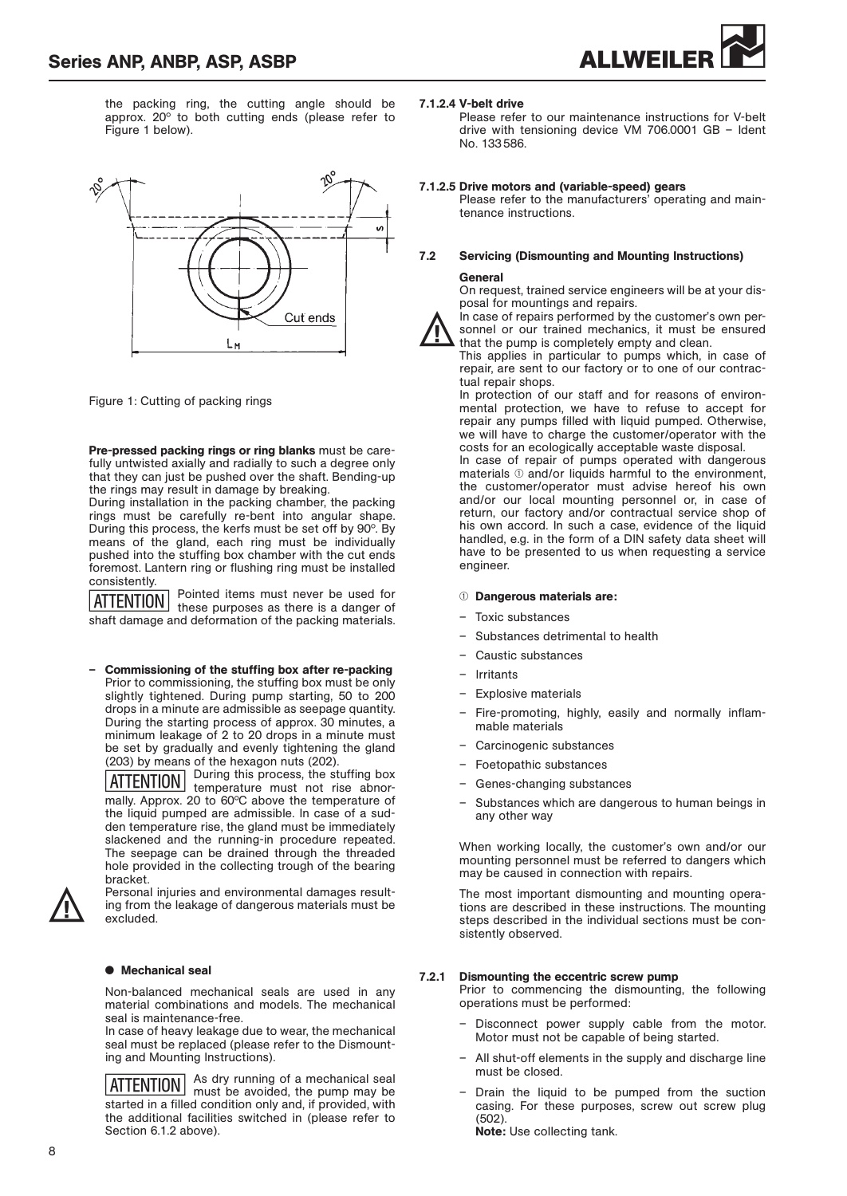the packing ring, the cutting angle should be approx. 20° to both cutting ends (please refer to Figure 1 below).

Figure 1: Cutting of packing rings

**Pre-pressed packing rings or ring blanks** must be carefully untwisted axially and radially to such a degree only that they can just be pushed over the shaft. Bending-up the rings may result in damage by breaking.

During installation in the packing chamber, the packing rings must be carefully re-bent into angular shape. During this process, the kerfs must be set off by 90°. By means of the gland, each ring must be individually pushed into the stuffing box chamber with the cut ends foremost. Lantern ring or flushing ring must be installed consistently.

ATTENTION Pointed items must never be used for these purposes as there is a danger of shaft damage and deformation of the packing materials.

– **Commissioning of the stuffing box after re-packing**
  Prior to commissioning, the stuffing box must be only slightly tightened. During pump starting, 50 to 200 drops in a minute are admissible as seepage quantity. During the starting process of approx. 30 minutes, a minimum leakage of 2 to 20 drops in a minute must be set by gradually and evenly tightening the gland (203) by means of the hexagon nuts (202).

  ATTENTION During this process, the stuffing box temperature must not rise abnormally. Approx. 20 to 60°C above the temperature of the liquid pumped are admissible. In case of a sudden temperature rise, the gland must be immediately slackened and the running-in procedure repeated. The seepage can be drained through the threaded hole provided in the collecting trough of the bearing bracket.

  Personal injuries and environmental damages resulting from the leakage of dangerous materials must be excluded.

● **Mechanical seal**

Non-balanced mechanical seals are used in any material combinations and models. The mechanical seal is maintenance-free.

In case of heavy leakage due to wear, the mechanical seal must be replaced (please refer to the Dismounting and Mounting Instructions).

ATTENTION As dry running of a mechanical seal must be avoided, the pump may be started in a filled condition only and, if provided, with the additional facilities switched in (please refer to Section 6.1.2 above).

#### 7.1.2.4 V-belt drive

Please refer to our maintenance instructions for V-belt drive with tensioning device VM 706.0001 GB – Ident No. 133 586.

#### 7.1.2.5 Drive motors and (variable-speed) gears

Please refer to the manufacturers' operating and maintenance instructions.

### 7.2 Servicing (Dismounting and Mounting Instructions)

**General**

On request, trained service engineers will be at your disposal for mountings and repairs.

In case of repairs performed by the customer's own personnel or our trained mechanics, it must be ensured that the pump is completely empty and clean.

This applies in particular to pumps which, in case of repair, are sent to our factory or to one of our contractual repair shops.

In protection of our staff and for reasons of environmental protection, we have to refuse to accept for repair any pumps filled with liquid pumped. Otherwise, we will have to charge the customer/operator with the costs for an ecologically acceptable waste disposal.

In case of repair of pumps operated with dangerous materials ① and/or liquids harmful to the environment, the customer/operator must advise hereof his own and/or our local mounting personnel or, in case of return, our factory and/or contractual service shop of his own accord. In such a case, evidence of the liquid handled, e.g. in the form of a DIN safety data sheet will have to be presented to us when requesting a service engineer.

① **Dangerous materials are:**

- Toxic substances
- Substances detrimental to health
- Caustic substances
- Irritants
- Explosive materials
- Fire-promoting, highly, easily and normally inflammable materials
- Carcinogenic substances
- Foetopathic substances
- Genes-changing substances
- Substances which are dangerous to human beings in any other way

When working locally, the customer's own and/or our mounting personnel must be referred to dangers which may be caused in connection with repairs.

The most important dismounting and mounting operations are described in these instructions. The mounting steps described in the individual sections must be consistently observed.

#### 7.2.1 Dismounting the eccentric screw pump

Prior to commencing the dismounting, the following operations must be performed:

- Disconnect power supply cable from the motor. Motor must not be capable of being started.
- All shut-off elements in the supply and discharge line must be closed.
- Drain the liquid to be pumped from the suction casing. For these purposes, screw out screw plug (502).
  **Note:** Use collecting tank.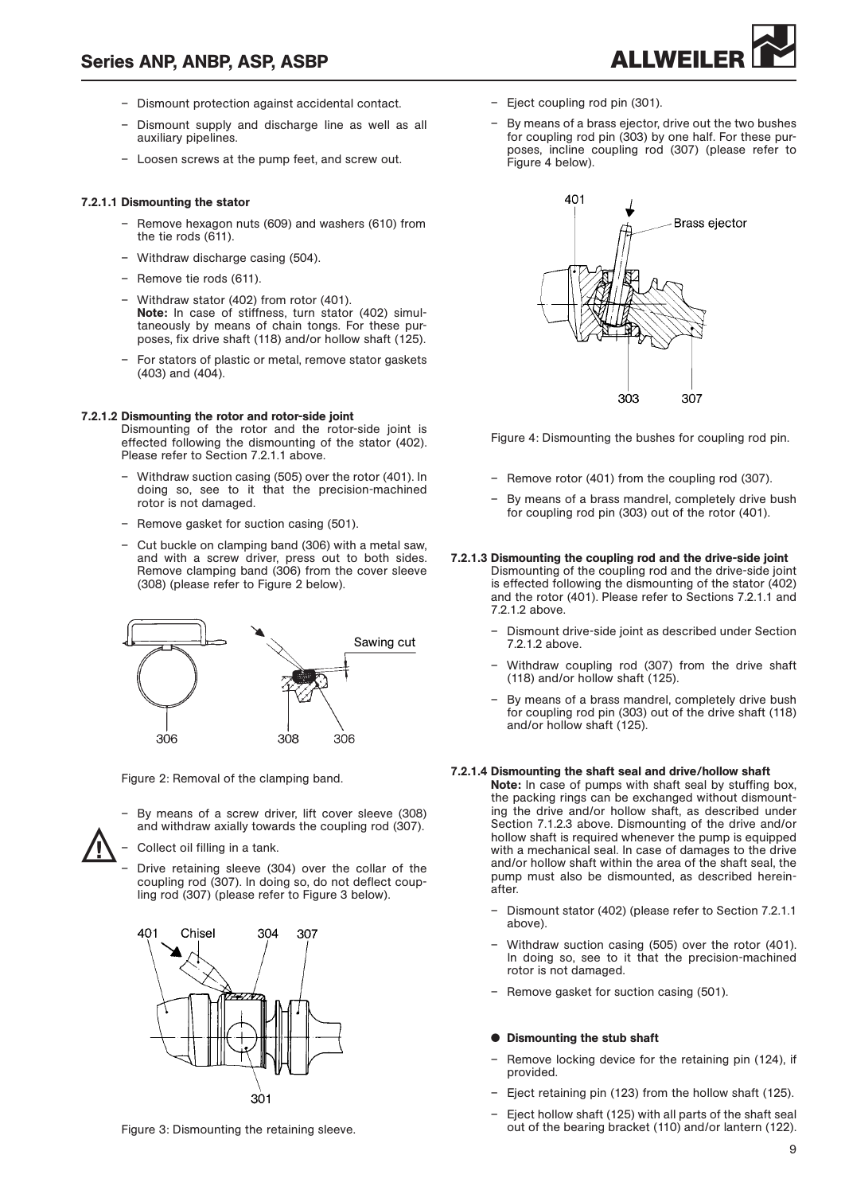- Dismount protection against accidental contact.
- Dismount supply and discharge line as well as all auxiliary pipelines.
- Loosen screws at the pump feet, and screw out.

#### 7.2.1.1 Dismounting the stator

- Remove hexagon nuts (609) and washers (610) from the tie rods (611).
- Withdraw discharge casing (504).
- Remove tie rods (611).
- Withdraw stator (402) from rotor (401).
  **Note:** In case of stiffness, turn stator (402) simultaneously by means of chain tongs. For these purposes, fix drive shaft (118) and/or hollow shaft (125).
- For stators of plastic or metal, remove stator gaskets (403) and (404).

#### 7.2.1.2 Dismounting the rotor and rotor-side joint

Dismounting of the rotor and the rotor-side joint is effected following the dismounting of the stator (402). Please refer to Section 7.2.1.1 above.

- Withdraw suction casing (505) over the rotor (401). In doing so, see to it that the precision-machined rotor is not damaged.
- Remove gasket for suction casing (501).
- Cut buckle on clamping band (306) with a metal saw, and with a screw driver, press out to both sides. Remove clamping band (306) from the cover sleeve (308) (please refer to Figure 2 below).

Figure 2: Removal of the clamping band.

- By means of a screw driver, lift cover sleeve (308) and withdraw axially towards the coupling rod (307).
- Collect oil filling in a tank.
- Drive retaining sleeve (304) over the collar of the coupling rod (307). In doing so, do not deflect coupling rod (307) (please refer to Figure 3 below).

Figure 3: Dismounting the retaining sleeve.

- Eject coupling rod pin (301).
- By means of a brass ejector, drive out the two bushes for coupling rod pin (303) by one half. For these purposes, incline coupling rod (307) (please refer to Figure 4 below).

Figure 4: Dismounting the bushes for coupling rod pin.

- Remove rotor (401) from the coupling rod (307).
- By means of a brass mandrel, completely drive bush for coupling rod pin (303) out of the rotor (401).

#### 7.2.1.3 Dismounting the coupling rod and the drive-side joint

Dismounting of the coupling rod and the drive-side joint is effected following the dismounting of the stator (402) and the rotor (401). Please refer to Sections 7.2.1.1 and 7.2.1.2 above.

- Dismount drive-side joint as described under Section 7.2.1.2 above.
- Withdraw coupling rod (307) from the drive shaft (118) and/or hollow shaft (125).
- By means of a brass mandrel, completely drive bush for coupling rod pin (303) out of the drive shaft (118) and/or hollow shaft (125).

#### 7.2.1.4 Dismounting the shaft seal and drive/hollow shaft

**Note:** In case of pumps with shaft seal by stuffing box, the packing rings can be exchanged without dismounting the drive and/or hollow shaft, as described under Section 7.1.2.3 above. Dismounting of the drive and/or hollow shaft is required whenever the pump is equipped with a mechanical seal. In case of damages to the drive and/or hollow shaft within the area of the shaft seal, the pump must also be dismounted, as described hereinafter.

- Dismount stator (402) (please refer to Section 7.2.1.1 above).
- Withdraw suction casing (505) over the rotor (401). In doing so, see to it that the precision-machined rotor is not damaged.
- Remove gasket for suction casing (501).

● **Dismounting the stub shaft**

- Remove locking device for the retaining pin (124), if provided.
- Eject retaining pin (123) from the hollow shaft (125).
- Eject hollow shaft (125) with all parts of the shaft seal out of the bearing bracket (110) and/or lantern (122).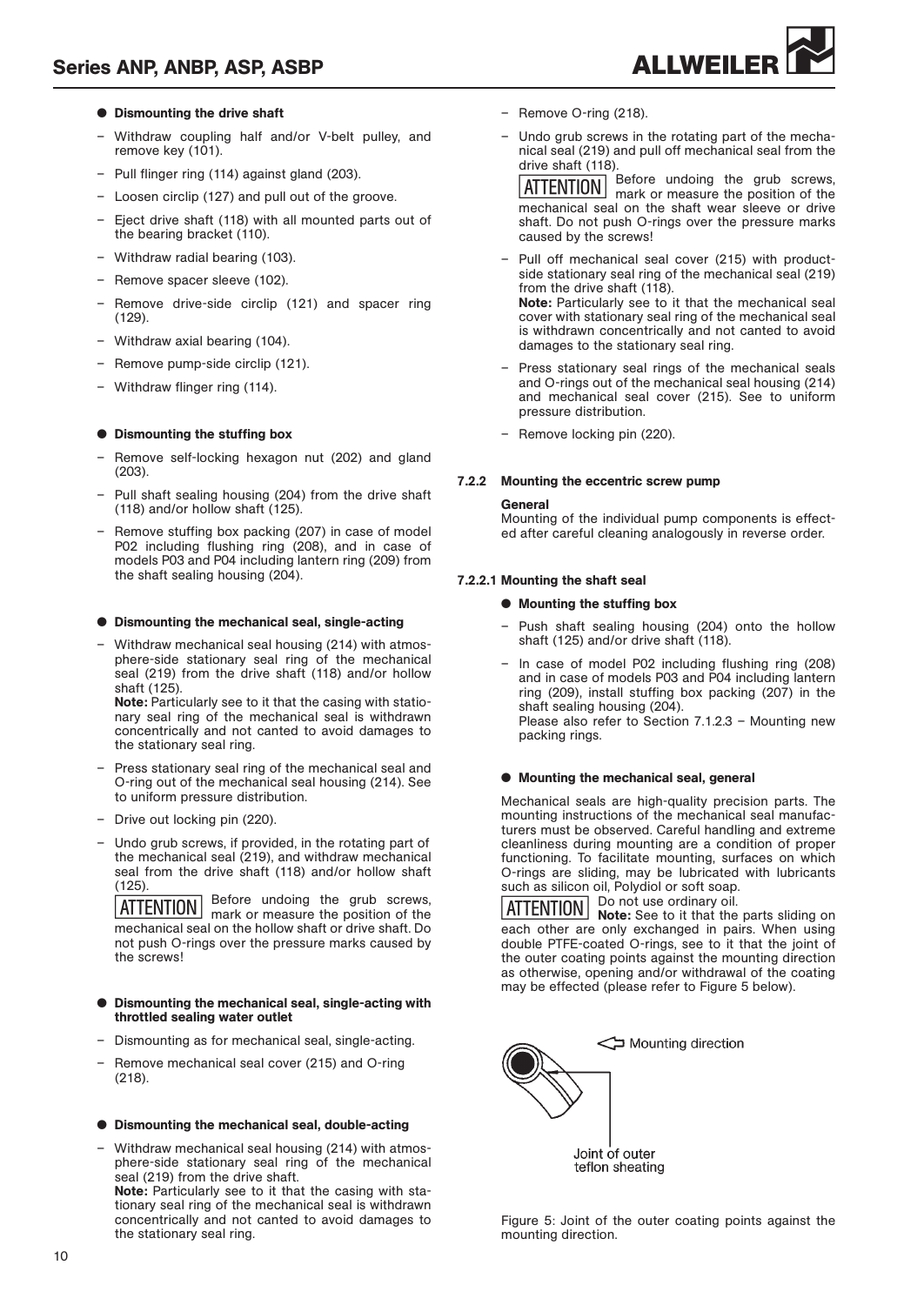- **Dismounting the drive shaft**

– Withdraw coupling half and/or V-belt pulley, and remove key (101).

– Pull flinger ring (114) against gland (203).

– Loosen circlip (127) and pull out of the groove.

– Eject drive shaft (118) with all mounted parts out of the bearing bracket (110).

– Withdraw radial bearing (103).

– Remove spacer sleeve (102).

– Remove drive-side circlip (121) and spacer ring (129).

– Withdraw axial bearing (104).

– Remove pump-side circlip (121).

– Withdraw flinger ring (114).

- **Dismounting the stuffing box**

– Remove self-locking hexagon nut (202) and gland (203).

– Pull shaft sealing housing (204) from the drive shaft (118) and/or hollow shaft (125).

– Remove stuffing box packing (207) in case of model P02 including flushing ring (208), and in case of models P03 and P04 including lantern ring (209) from the shaft sealing housing (204).

- **Dismounting the mechanical seal, single-acting**

– Withdraw mechanical seal housing (214) with atmosphere-side stationary seal ring of the mechanical seal (219) from the drive shaft (118) and/or hollow shaft (125).
**Note:** Particularly see to it that the casing with stationary seal ring of the mechanical seal is withdrawn concentrically and not canted to avoid damages to the stationary seal ring.

– Press stationary seal ring of the mechanical seal and O-ring out of the mechanical seal housing (214). See to uniform pressure distribution.

– Drive out locking pin (220).

– Undo grub screws, if provided, in the rotating part of the mechanical seal (219), and withdraw mechanical seal from the drive shaft (118) and/or hollow shaft (125).
ATTENTION Before undoing the grub screws, mark or measure the position of the mechanical seal on the hollow shaft or drive shaft. Do not push O-rings over the pressure marks caused by the screws!

- **Dismounting the mechanical seal, single-acting with throttled sealing water outlet**

– Dismounting as for mechanical seal, single-acting.

– Remove mechanical seal cover (215) and O-ring (218).

- **Dismounting the mechanical seal, double-acting**

– Withdraw mechanical seal housing (214) with atmosphere-side stationary seal ring of the mechanical seal (219) from the drive shaft.
**Note:** Particularly see to it that the casing with stationary seal ring of the mechanical seal is withdrawn concentrically and not canted to avoid damages to the stationary seal ring.

– Remove O-ring (218).

– Undo grub screws in the rotating part of the mechanical seal (219) and pull off mechanical seal from the drive shaft (118).
ATTENTION Before undoing the grub screws, mark or measure the position of the mechanical seal on the shaft wear sleeve or drive shaft. Do not push O-rings over the pressure marks caused by the screws!

– Pull off mechanical seal cover (215) with product-side stationary seal ring of the mechanical seal (219) from the drive shaft (118).
**Note:** Particularly see to it that the mechanical seal cover with stationary seal ring of the mechanical seal is withdrawn concentrically and not canted to avoid damages to the stationary seal ring.

– Press stationary seal rings of the mechanical seals and O-rings out of the mechanical seal housing (214) and mechanical seal cover (215). See to uniform pressure distribution.

– Remove locking pin (220).

### 7.2.2 Mounting the eccentric screw pump

**General**
Mounting of the individual pump components is effected after careful cleaning analogously in reverse order.

#### 7.2.2.1 Mounting the shaft seal

- **Mounting the stuffing box**

– Push shaft sealing housing (204) onto the hollow shaft (125) and/or drive shaft (118).

– In case of model P02 including flushing ring (208) and in case of models P03 and P04 including lantern ring (209), install stuffing box packing (207) in the shaft sealing housing (204).
Please also refer to Section 7.1.2.3 – Mounting new packing rings.

- **Mounting the mechanical seal, general**

Mechanical seals are high-quality precision parts. The mounting instructions of the mechanical seal manufacturers must be observed. Careful handling and extreme cleanliness during mounting are a condition of proper functioning. To facilitate mounting, surfaces on which O-rings are sliding, may be lubricated with lubricants such as silicon oil, Polydiol or soft soap.
ATTENTION Do not use ordinary oil.
**Note:** See to it that the parts sliding on each other are only exchanged in pairs. When using double PTFE-coated O-rings, see to it that the joint of the outer coating points against the mounting direction as otherwise, opening and/or withdrawal of the coating may be effected (please refer to Figure 5 below).

Mounting direction

Joint of outer teflon sheating

Figure 5: Joint of the outer coating points against the mounting direction.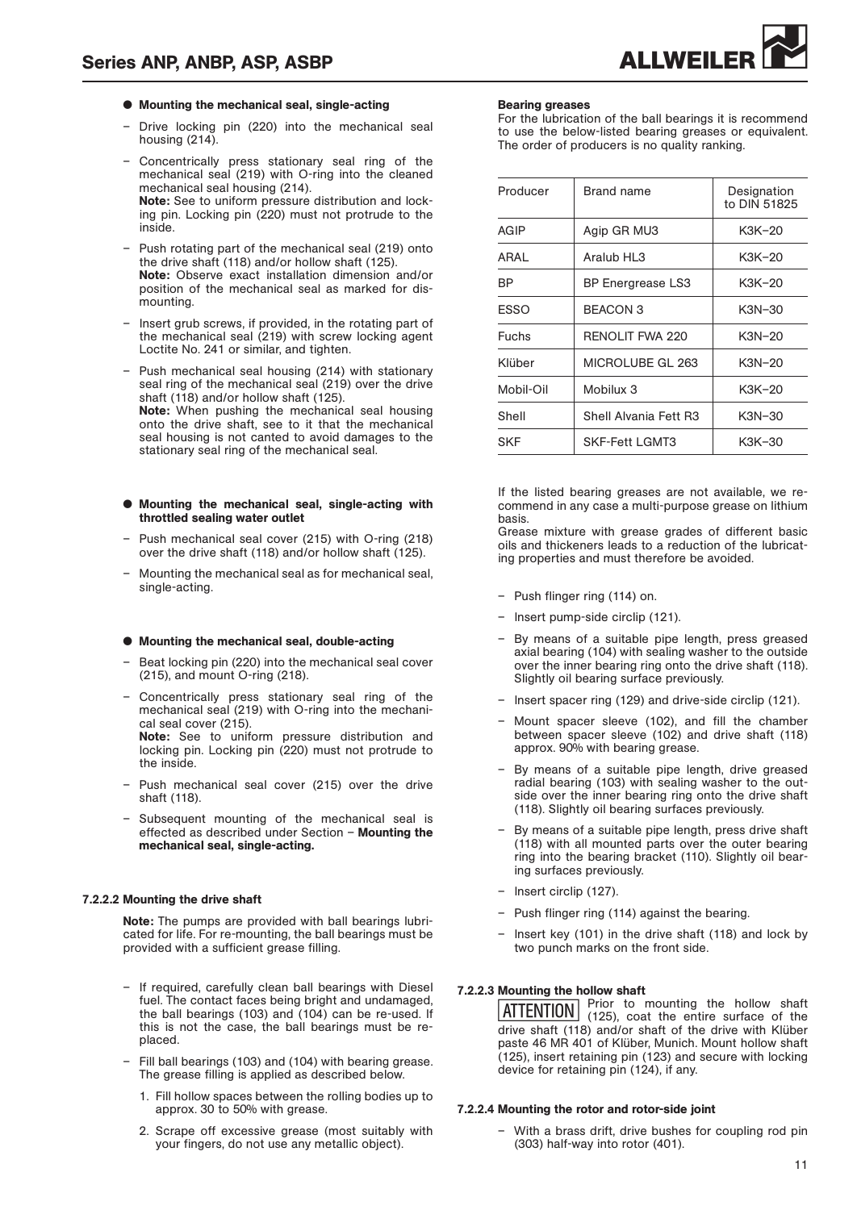- **Mounting the mechanical seal, single-acting**

- Drive locking pin (220) into the mechanical seal housing (214).
- Concentrically press stationary seal ring of the mechanical seal (219) with O-ring into the cleaned mechanical seal housing (214).
  **Note:** See to uniform pressure distribution and locking pin. Locking pin (220) must not protrude to the inside.
- Push rotating part of the mechanical seal (219) onto the drive shaft (118) and/or hollow shaft (125).
  **Note:** Observe exact installation dimension and/or position of the mechanical seal as marked for dismounting.
- Insert grub screws, if provided, in the rotating part of the mechanical seal (219) with screw locking agent Loctite No. 241 or similar, and tighten.
- Push mechanical seal housing (214) with stationary seal ring of the mechanical seal (219) over the drive shaft (118) and/or hollow shaft (125).
  **Note:** When pushing the mechanical seal housing onto the drive shaft, see to it that the mechanical seal housing is not canted to avoid damages to the stationary seal ring of the mechanical seal.

- **Mounting the mechanical seal, single-acting with throttled sealing water outlet**

- Push mechanical seal cover (215) with O-ring (218) over the drive shaft (118) and/or hollow shaft (125).
- Mounting the mechanical seal as for mechanical seal, single-acting.

- **Mounting the mechanical seal, double-acting**

- Beat locking pin (220) into the mechanical seal cover (215), and mount O-ring (218).
- Concentrically press stationary seal ring of the mechanical seal (219) with O-ring into the mechanical seal cover (215).
  **Note:** See to uniform pressure distribution and locking pin. Locking pin (220) must not protrude to the inside.
- Push mechanical seal cover (215) over the drive shaft (118).
- Subsequent mounting of the mechanical seal is effected as described under Section – **Mounting the mechanical seal, single-acting.**

### 7.2.2.2 Mounting the drive shaft

**Note:** The pumps are provided with ball bearings lubricated for life. For re-mounting, the ball bearings must be provided with a sufficient grease filling.

- If required, carefully clean ball bearings with Diesel fuel. The contact faces being bright and undamaged, the ball bearings (103) and (104) can be re-used. If this is not the case, the ball bearings must be replaced.
- Fill ball bearings (103) and (104) with bearing grease. The grease filling is applied as described below.
  1. Fill hollow spaces between the rolling bodies up to approx. 30 to 50% with grease.
  2. Scrape off excessive grease (most suitably with your fingers, do not use any metallic object).

**Bearing greases**

For the lubrication of the ball bearings it is recommend to use the below-listed bearing greases or equivalent. The order of producers is no quality ranking.

| Producer | Brand name | Designation to DIN 51825 |
|---|---|---|
| AGIP | Agip GR MU3 | K3K–20 |
| ARAL | Aralub HL3 | K3K–20 |
| BP | BP Energrease LS3 | K3K–20 |
| ESSO | BEACON 3 | K3N–30 |
| Fuchs | RENOLIT FWA 220 | K3N–20 |
| Klüber | MICROLUBE GL 263 | K3N–20 |
| Mobil-Oil | Mobilux 3 | K3K–20 |
| Shell | Shell Alvania Fett R3 | K3N–30 |
| SKF | SKF-Fett LGMT3 | K3K–30 |

If the listed bearing greases are not available, we recommend in any case a multi-purpose grease on lithium basis.
Grease mixture with grease grades of different basic oils and thickeners leads to a reduction of the lubricating properties and must therefore be avoided.

- Push flinger ring (114) on.
- Insert pump-side circlip (121).
- By means of a suitable pipe length, press greased axial bearing (104) with sealing washer to the outside over the inner bearing ring onto the drive shaft (118). Slightly oil bearing surface previously.
- Insert spacer ring (129) and drive-side circlip (121).
- Mount spacer sleeve (102), and fill the chamber between spacer sleeve (102) and drive shaft (118) approx. 90% with bearing grease.
- By means of a suitable pipe length, drive greased radial bearing (103) with sealing washer to the outside over the inner bearing ring onto the drive shaft (118). Slightly oil bearing surfaces previously.
- By means of a suitable pipe length, press drive shaft (118) with all mounted parts over the outer bearing ring into the bearing bracket (110). Slightly oil bearing surfaces previously.
- Insert circlip (127).
- Push flinger ring (114) against the bearing.
- Insert key (101) in the drive shaft (118) and lock by two punch marks on the front side.

### 7.2.2.3 Mounting the hollow shaft

ATTENTION Prior to mounting the hollow shaft (125), coat the entire surface of the drive shaft (118) and/or shaft of the drive with Klüber paste 46 MR 401 of Klüber, Munich. Mount hollow shaft (125), insert retaining pin (123) and secure with locking device for retaining pin (124), if any.

### 7.2.2.4 Mounting the rotor and rotor-side joint

- With a brass drift, drive bushes for coupling rod pin (303) half-way into rotor (401).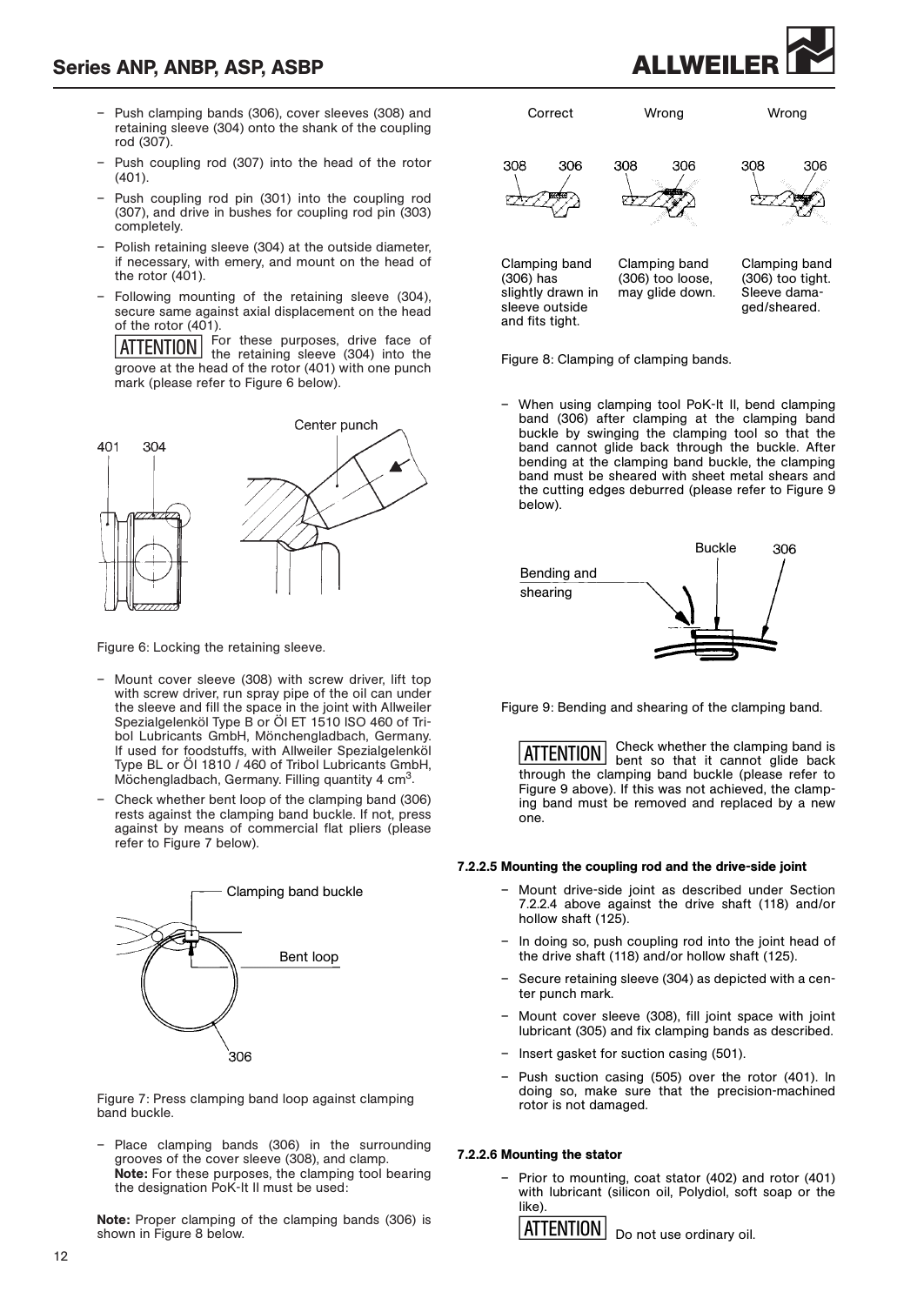- Push clamping bands (306), cover sleeves (308) and retaining sleeve (304) onto the shank of the coupling rod (307).
- Push coupling rod (307) into the head of the rotor (401).
- Push coupling rod pin (301) into the coupling rod (307), and drive in bushes for coupling rod pin (303) completely.
- Polish retaining sleeve (304) at the outside diameter, if necessary, with emery, and mount on the head of the rotor (401).
- Following mounting of the retaining sleeve (304), secure same against axial displacement on the head of the rotor (401).

**ATTENTION** For these purposes, drive face of the retaining sleeve (304) into the groove at the head of the rotor (401) with one punch mark (please refer to Figure 6 below).

Figure 6: Locking the retaining sleeve.

- Mount cover sleeve (308) with screw driver, lift top with screw driver, run spray pipe of the oil can under the sleeve and fill the space in the joint with Allweiler Spezialgelenköl Type B or Öl ET 1510 ISO 460 of Tribol Lubricants GmbH, Mönchengladbach, Germany. If used for foodstuffs, with Allweiler Spezialgelenköl Type BL or Öl 1810 / 460 of Tribol Lubricants GmbH, Möchengladbach, Germany. Filling quantity 4 cm$^3$.
- Check whether bent loop of the clamping band (306) rests against the clamping band buckle. If not, press against by means of commercial flat pliers (please refer to Figure 7 below).

Figure 7: Press clamping band loop against clamping band buckle.

- Place clamping bands (306) in the surrounding grooves of the cover sleeve (308), and clamp.
  **Note:** For these purposes, the clamping tool bearing the designation PoK-It II must be used:

**Note:** Proper clamping of the clamping bands (306) is shown in Figure 8 below.

| Correct | Wrong | Wrong |
|---|---|---|
| Clamping band (306) has slightly drawn in sleeve outside and fits tight. | Clamping band (306) too loose, may glide down. | Clamping band (306) too tight. Sleeve damaged/sheared. |

Figure 8: Clamping of clamping bands.

- When using clamping tool PoK-It II, bend clamping band (306) after clamping at the clamping band buckle by swinging the clamping tool so that the band cannot glide back through the buckle. After bending at the clamping band buckle, the clamping band must be sheared with sheet metal shears and the cutting edges deburred (please refer to Figure 9 below).

Figure 9: Bending and shearing of the clamping band.

**ATTENTION** Check whether the clamping band is bent so that it cannot glide back through the clamping band buckle (please refer to Figure 9 above). If this was not achieved, the clamping band must be removed and replaced by a new one.

#### 7.2.2.5 Mounting the coupling rod and the drive-side joint

- Mount drive-side joint as described under Section 7.2.2.4 above against the drive shaft (118) and/or hollow shaft (125).
- In doing so, push coupling rod into the joint head of the drive shaft (118) and/or hollow shaft (125).
- Secure retaining sleeve (304) as depicted with a center punch mark.
- Mount cover sleeve (308), fill joint space with joint lubricant (305) and fix clamping bands as described.
- Insert gasket for suction casing (501).
- Push suction casing (505) over the rotor (401). In doing so, make sure that the precision-machined rotor is not damaged.

#### 7.2.2.6 Mounting the stator

- Prior to mounting, coat stator (402) and rotor (401) with lubricant (silicon oil, Polydiol, soft soap or the like).

**ATTENTION** Do not use ordinary oil.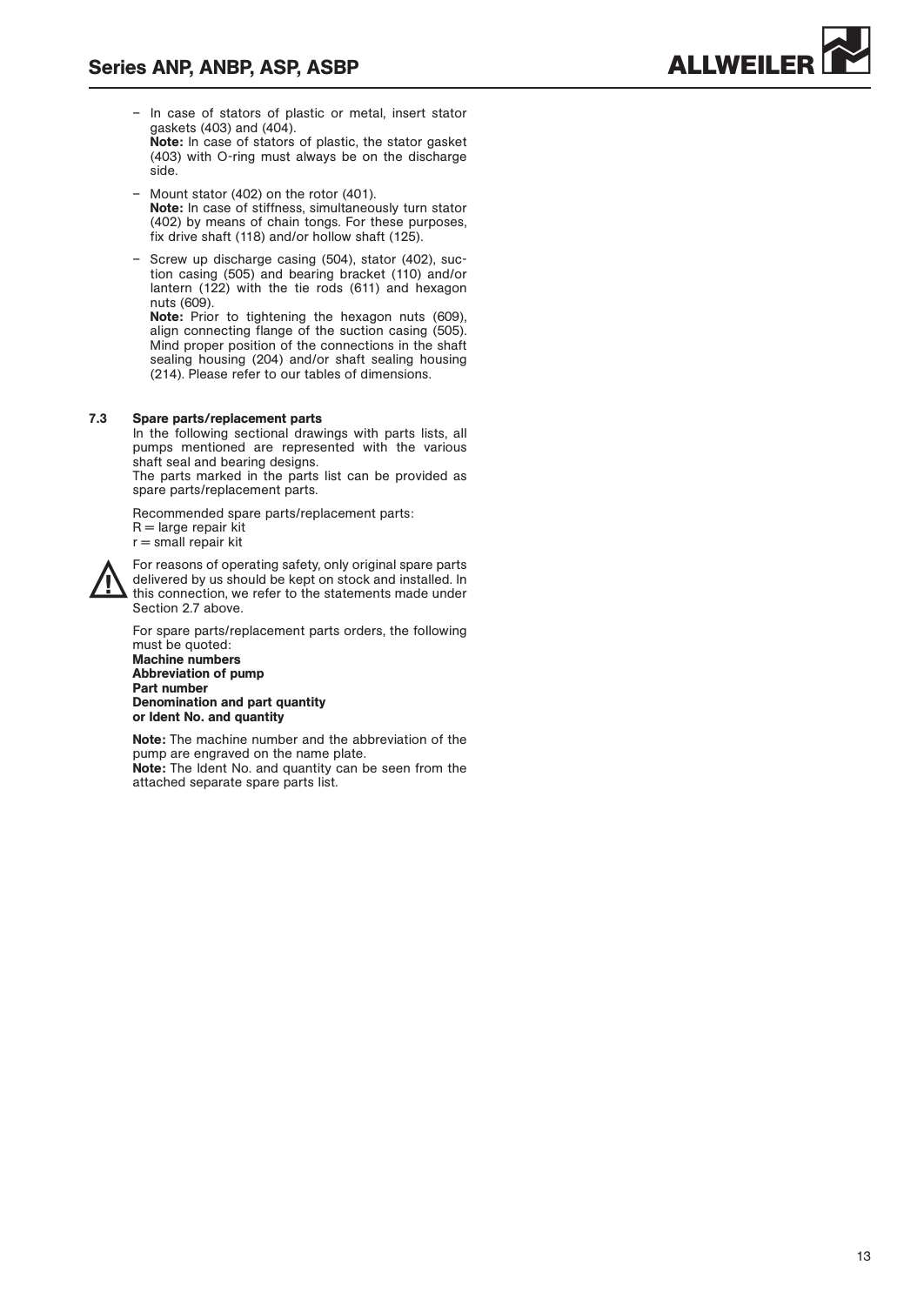- In case of stators of plastic or metal, insert stator gaskets (403) and (404).
  **Note:** In case of stators of plastic, the stator gasket (403) with O-ring must always be on the discharge side.
- Mount stator (402) on the rotor (401).
  **Note:** In case of stiffness, simultaneously turn stator (402) by means of chain tongs. For these purposes, fix drive shaft (118) and/or hollow shaft (125).
- Screw up discharge casing (504), stator (402), suction casing (505) and bearing bracket (110) and/or lantern (122) with the tie rods (611) and hexagon nuts (609).
  **Note:** Prior to tightening the hexagon nuts (609), align connecting flange of the suction casing (505). Mind proper position of the connections in the shaft sealing housing (204) and/or shaft sealing housing (214). Please refer to our tables of dimensions.

## 7.3 Spare parts/replacement parts

In the following sectional drawings with parts lists, all pumps mentioned are represented with the various shaft seal and bearing designs.
The parts marked in the parts list can be provided as spare parts/replacement parts.

Recommended spare parts/replacement parts:
R = large repair kit
r = small repair kit

For reasons of operating safety, only original spare parts delivered by us should be kept on stock and installed. In this connection, we refer to the statements made under Section 2.7 above.

For spare parts/replacement parts orders, the following must be quoted:
**Machine numbers**
**Abbreviation of pump**
**Part number**
**Denomination and part quantity**
**or Ident No. and quantity**

**Note:** The machine number and the abbreviation of the pump are engraved on the name plate.
**Note:** The Ident No. and quantity can be seen from the attached separate spare parts list.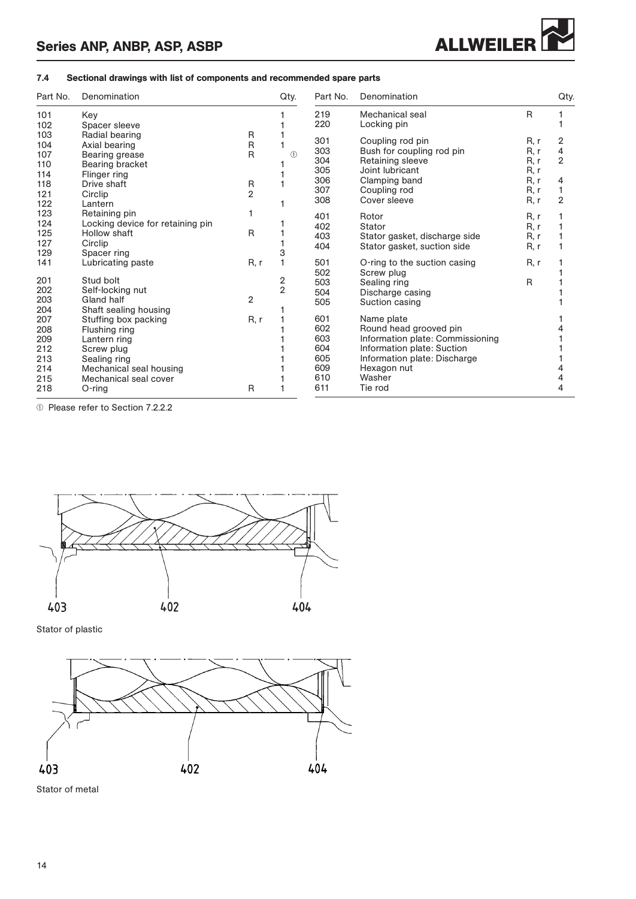### 7.4 Sectional drawings with list of components and recommended spare parts

| Part No. | Denomination | | Qty. |
|---|---|---|---|
| 101 | Key | | 1 |
| 102 | Spacer sleeve | | 1 |
| 103 | Radial bearing | R | 1 |
| 104 | Axial bearing | R | 1 |
| 107 | Bearing grease | R | ① |
| 110 | Bearing bracket | | 1 |
| 114 | Flinger ring | | 1 |
| 118 | Drive shaft | R | 1 |
| 121 | Circlip | 2 | |
| 122 | Lantern | | 1 |
| 123 | Retaining pin | 1 | |
| 124 | Locking device for retaining pin | | 1 |
| 125 | Hollow shaft | R | 1 |
| 127 | Circlip | | 1 |
| 129 | Spacer ring | | 3 |
| 141 | Lubricating paste | R, r | 1 |
| 201 | Stud bolt | | 2 |
| 202 | Self-locking nut | | 2 |
| 203 | Gland half | 2 | |
| 204 | Shaft sealing housing | | 1 |
| 207 | Stuffing box packing | R, r | 1 |
| 208 | Flushing ring | | 1 |
| 209 | Lantern ring | | 1 |
| 212 | Screw plug | | 1 |
| 213 | Sealing ring | | 1 |
| 214 | Mechanical seal housing | | 1 |
| 215 | Mechanical seal cover | | 1 |
| 218 | O-ring | R | 1 |
| 219 | Mechanical seal | R | 1 |
| 220 | Locking pin | | 1 |
| 301 | Coupling rod pin | R, r | 2 |
| 303 | Bush for coupling rod pin | R, r | 4 |
| 304 | Retaining sleeve | R, r | 2 |
| 305 | Joint lubricant | R, r | |
| 306 | Clamping band | R, r | 4 |
| 307 | Coupling rod | R, r | 1 |
| 308 | Cover sleeve | R, r | 2 |
| 401 | Rotor | R, r | 1 |
| 402 | Stator | R, r | 1 |
| 403 | Stator gasket, discharge side | R, r | 1 |
| 404 | Stator gasket, suction side | R, r | 1 |
| 501 | O-ring to the suction casing | R, r | 1 |
| 502 | Screw plug | | 1 |
| 503 | Sealing ring | R | 1 |
| 504 | Discharge casing | | 1 |
| 505 | Suction casing | | 1 |
| 601 | Name plate | | 1 |
| 602 | Round head grooved pin | | 4 |
| 603 | Information plate: Commissioning | | 1 |
| 604 | Information plate: Suction | | 1 |
| 605 | Information plate: Discharge | | 1 |
| 609 | Hexagon nut | | 4 |
| 610 | Washer | | 4 |
| 611 | Tie rod | | 4 |

① Please refer to Section 7.2.2.2

403 402 404

Stator of plastic

403 402 404

Stator of metal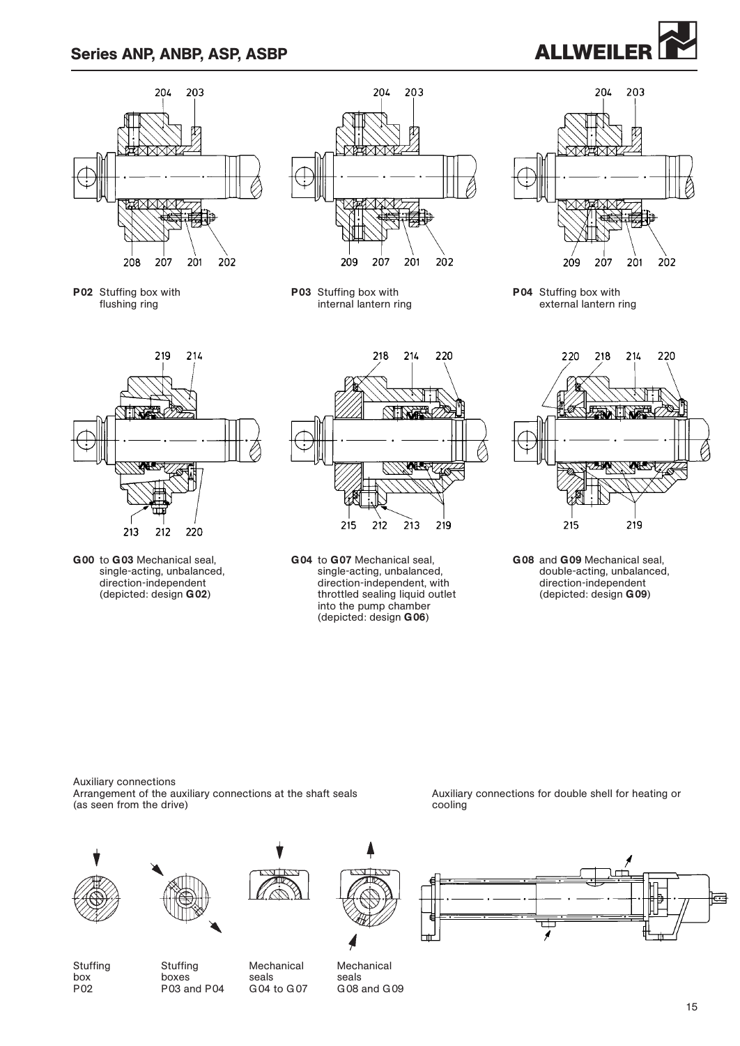**P02** Stuffing box with flushing ring

**P03** Stuffing box with internal lantern ring

**P04** Stuffing box with external lantern ring

**G00** to **G03** Mechanical seal, single-acting, unbalanced, direction-independent (depicted: design **G02**)

**G04** to **G07** Mechanical seal, single-acting, unbalanced, direction-independent, with throttled sealing liquid outlet into the pump chamber (depicted: design **G06**)

**G08** and **G09** Mechanical seal, double-acting, unbalanced, direction-independent (depicted: design **G09**)

Auxiliary connections

Arrangement of the auxiliary connections at the shaft seals (as seen from the drive)

Stuffing box P02

Stuffing boxes P03 and P04

Mechanical seals G04 to G07

Mechanical seals G08 and G09

Auxiliary connections for double shell for heating or cooling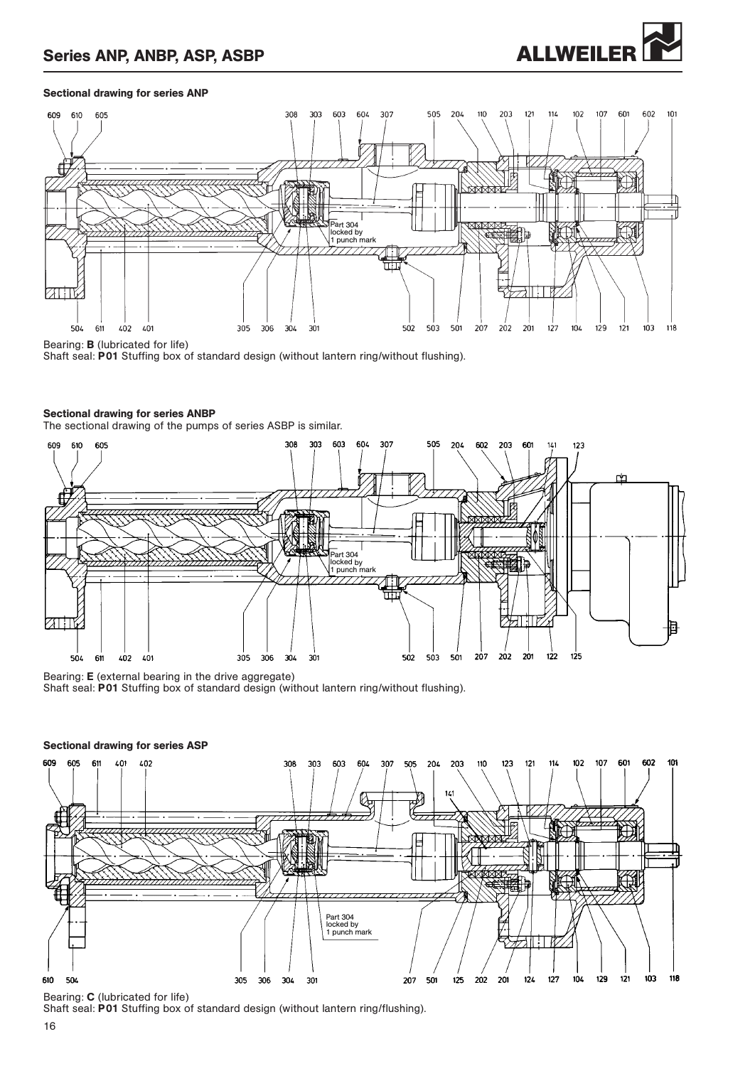### Sectional drawing for series ANP

Bearing: **B** (lubricated for life)
Shaft seal: **P01** Stuffing box of standard design (without lantern ring/without flushing).

### Sectional drawing for series ANBP

The sectional drawing of the pumps of series ASBP is similar.

Bearing: **E** (external bearing in the drive aggregate)
Shaft seal: **P01** Stuffing box of standard design (without lantern ring/without flushing).

### Sectional drawing for series ASP

Bearing: **C** (lubricated for life)
Shaft seal: **P01** Stuffing box of standard design (without lantern ring/flushing).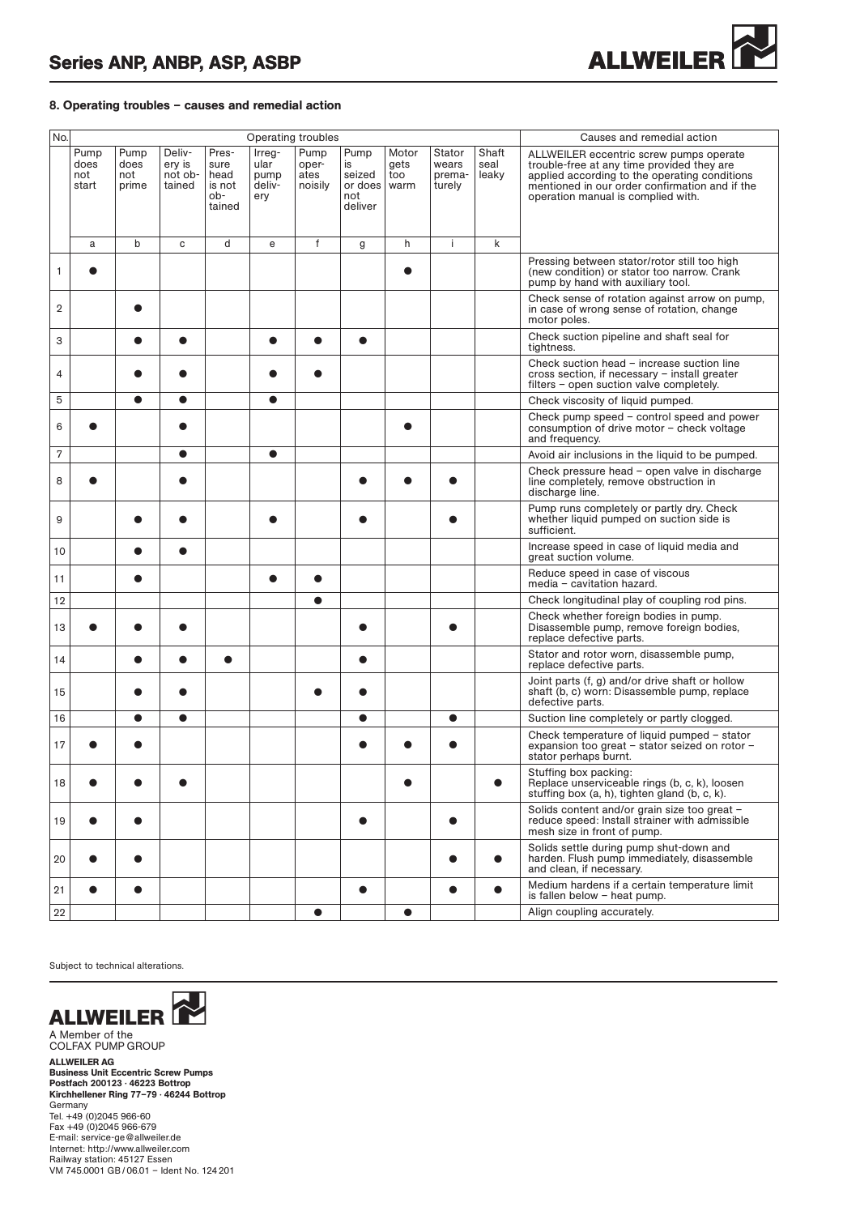## 8. Operating troubles – causes and remedial action

| No. | Operating troubles | | | | | | | | | | Causes and remedial action |
|---|---|---|---|---|---|---|---|---|---|---|---|
| | Pump does not start | Pump does not prime | Delivery is not obtained | Pressure head is not obtained | Irregular pump delivery | Pump operates noisily | Pump is seized or does not deliver | Motor gets too warm | Stator wears prematurely | Shaft seal leaky | ALLWEILER eccentric screw pumps operate trouble-free at any time provided they are applied according to the operating conditions mentioned in our order confirmation and if the operation manual is complied with. |
| | a | b | c | d | e | f | g | h | i | k | |
| 1 | ● | | | | | | | ● | | | Pressing between stator/rotor still too high (new condition) or stator too narrow. Crank pump by hand with auxiliary tool. |
| 2 | | ● | | | | | | | | | Check sense of rotation against arrow on pump, in case of wrong sense of rotation, change motor poles. |
| 3 | | ● | ● | | ● | ● | ● | | | | Check suction pipeline and shaft seal for tightness. |
| 4 | | ● | ● | | ● | ● | | | | | Check suction head – increase suction line cross section, if necessary – install greater filters – open suction valve completely. |
| 5 | | ● | ● | | ● | | | | | | Check viscosity of liquid pumped. |
| 6 | ● | | ● | | | | | ● | | | Check pump speed – control speed and power consumption of drive motor – check voltage and frequency. |
| 7 | | | ● | | ● | | | | | | Avoid air inclusions in the liquid to be pumped. |
| 8 | ● | | ● | | | | ● | ● | ● | | Check pressure head – open valve in discharge line completely, remove obstruction in discharge line. |
| 9 | | ● | ● | | ● | | ● | | ● | | Pump runs completely or partly dry. Check whether liquid pumped on suction side is sufficient. |
| 10 | | ● | ● | | | | | | | | Increase speed in case of liquid media and great suction volume. |
| 11 | | ● | | | ● | ● | | | | | Reduce speed in case of viscous media – cavitation hazard. |
| 12 | | | | | | ● | | | | | Check longitudinal play of coupling rod pins. |
| 13 | ● | ● | ● | | | | ● | | ● | | Check whether foreign bodies in pump. Disassemble pump, remove foreign bodies, replace defective parts. |
| 14 | | ● | ● | ● | | | ● | | | | Stator and rotor worn, disassemble pump, replace defective parts. |
| 15 | | ● | ● | | | ● | ● | | | | Joint parts (f, g) and/or drive shaft or hollow shaft (b, c) worn: Disassemble pump, replace defective parts. |
| 16 | | ● | ● | | | | ● | | ● | | Suction line completely or partly clogged. |
| 17 | ● | ● | | | | | ● | ● | ● | | Check temperature of liquid pumped – stator expansion too great – stator seized on rotor – stator perhaps burnt. |
| 18 | ● | ● | ● | | | | | ● | | ● | Stuffing box packing: Replace unserviceable rings (b, c, k), loosen stuffing box (a, h), tighten gland (b, c, k). |
| 19 | ● | ● | | | | | ● | | ● | | Solids content and/or grain size too great – reduce speed: Install strainer with admissible mesh size in front of pump. |
| 20 | ● | ● | | | | | | | ● | ● | Solids settle during pump shut-down and harden. Flush pump immediately, disassemble and clean, if necessary. |
| 21 | ● | ● | | | | | ● | | ● | ● | Medium hardens if a certain temperature limit is fallen below – heat pump. |
| 22 | | | | | | ● | | ● | | | Align coupling accurately. |

Subject to technical alterations.

**ALLWEILER**

A Member of the
COLFAX PUMP GROUP

**ALLWEILER AG**
**Business Unit Eccentric Screw Pumps**
**Postfach 200123 · 46223 Bottrop**
**Kirchhellener Ring 77–79 · 46244 Bottrop**
Germany
Tel. +49 (0)2045 966-60
Fax +49 (0)2045 966-679
E-mail: service-ge@allweiler.de
Internet: http://www.allweiler.com
Railway station: 45127 Essen
VM 745.0001 GB / 06.01 – Ident No. 124 201